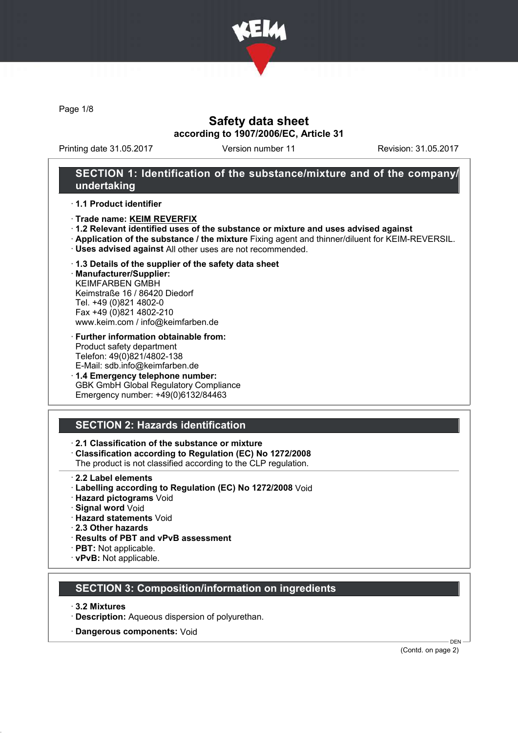# Safety data sheet

**according to 1907/2006/EC, Article 31**

Printing date 31.05.2017 | Version number 11 | Revision: 31.05.2017

## SECTION 1: Identification of the substance/mixture and of the company/undertaking

- **1.1 Product identifier**
- **Trade name: KEIM REVERFIX**
- **1.2 Relevant identified uses of the substance or mixture and uses advised against**
- **Application of the substance / the mixture** Fixing agent and thinner/diluent for KEIM-REVERSIL.
- **Uses advised against** All other uses are not recommended.
- **1.3 Details of the supplier of the safety data sheet**
- **Manufacturer/Supplier:**
  KEIMFARBEN GMBH
  Keimstraße 16 / 86420 Diedorf
  Tel. +49 (0)821 4802-0
  Fax +49 (0)821 4802-210
  www.keim.com / info@keimfarben.de
- **Further information obtainable from:**
  Product safety department
  Telefon: 49(0)821/4802-138
  E-Mail: sdb.info@keimfarben.de
- **1.4 Emergency telephone number:**
  GBK GmbH Global Regulatory Compliance
  Emergency number: +49(0)6132/84463

## SECTION 2: Hazards identification

- **2.1 Classification of the substance or mixture**
- **Classification according to Regulation (EC) No 1272/2008**
  The product is not classified according to the CLP regulation.
- **2.2 Label elements**
- **Labelling according to Regulation (EC) No 1272/2008** Void
- **Hazard pictograms** Void
- **Signal word** Void
- **Hazard statements** Void
- **2.3 Other hazards**
- **Results of PBT and vPvB assessment**
- **PBT:** Not applicable.
- **vPvB:** Not applicable.

## SECTION 3: Composition/information on ingredients

- **3.2 Mixtures**
- **Description:** Aqueous dispersion of polyurethan.
- **Dangerous components:** Void

(Contd. on page 2)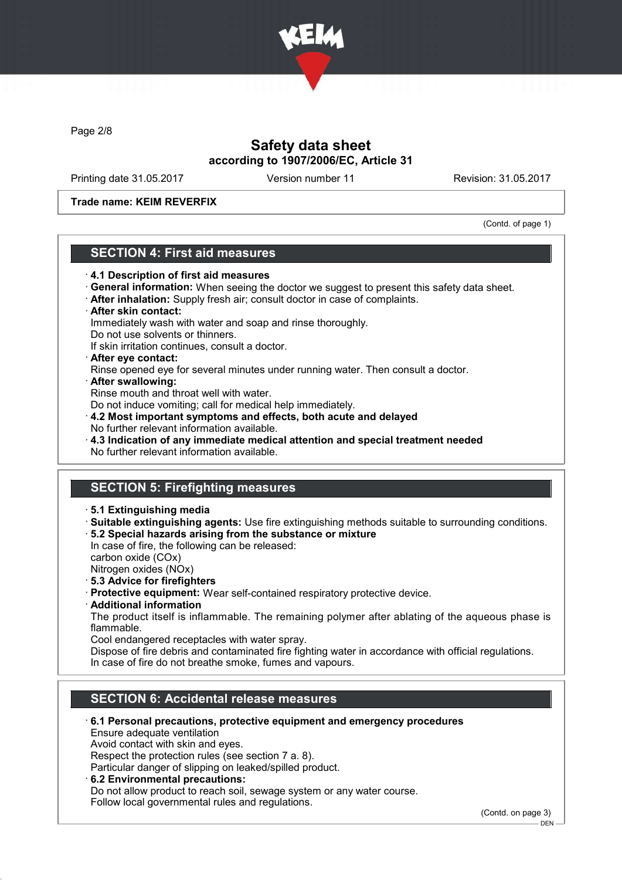# Safety data sheet
## according to 1907/2006/EC, Article 31

Printing date 31.05.2017 Version number 11 Revision: 31.05.2017

**Trade name: KEIM REVERFIX**

(Contd. of page 1)

## SECTION 4: First aid measures

- **4.1 Description of first aid measures**
- **General information:** When seeing the doctor we suggest to present this safety data sheet.
- **After inhalation:** Supply fresh air; consult doctor in case of complaints.
- **After skin contact:**
  Immediately wash with water and soap and rinse thoroughly.
  Do not use solvents or thinners.
  If skin irritation continues, consult a doctor.
- **After eye contact:**
  Rinse opened eye for several minutes under running water. Then consult a doctor.
- **After swallowing:**
  Rinse mouth and throat well with water.
  Do not induce vomiting; call for medical help immediately.
- **4.2 Most important symptoms and effects, both acute and delayed**
  No further relevant information available.
- **4.3 Indication of any immediate medical attention and special treatment needed**
  No further relevant information available.

## SECTION 5: Firefighting measures

- **5.1 Extinguishing media**
- **Suitable extinguishing agents:** Use fire extinguishing methods suitable to surrounding conditions.
- **5.2 Special hazards arising from the substance or mixture**
  In case of fire, the following can be released:
  carbon oxide (COx)
  Nitrogen oxides (NOx)
- **5.3 Advice for firefighters**
- **Protective equipment:** Wear self-contained respiratory protective device.
- **Additional information**
  The product itself is inflammable. The remaining polymer after ablating of the aqueous phase is flammable.
  Cool endangered receptacles with water spray.
  Dispose of fire debris and contaminated fire fighting water in accordance with official regulations.
  In case of fire do not breathe smoke, fumes and vapours.

## SECTION 6: Accidental release measures

- **6.1 Personal precautions, protective equipment and emergency procedures**
  Ensure adequate ventilation
  Avoid contact with skin and eyes.
  Respect the protection rules (see section 7 a. 8).
  Particular danger of slipping on leaked/spilled product.
- **6.2 Environmental precautions:**
  Do not allow product to reach soil, sewage system or any water course.
  Follow local governmental rules and regulations.

(Contd. on page 3)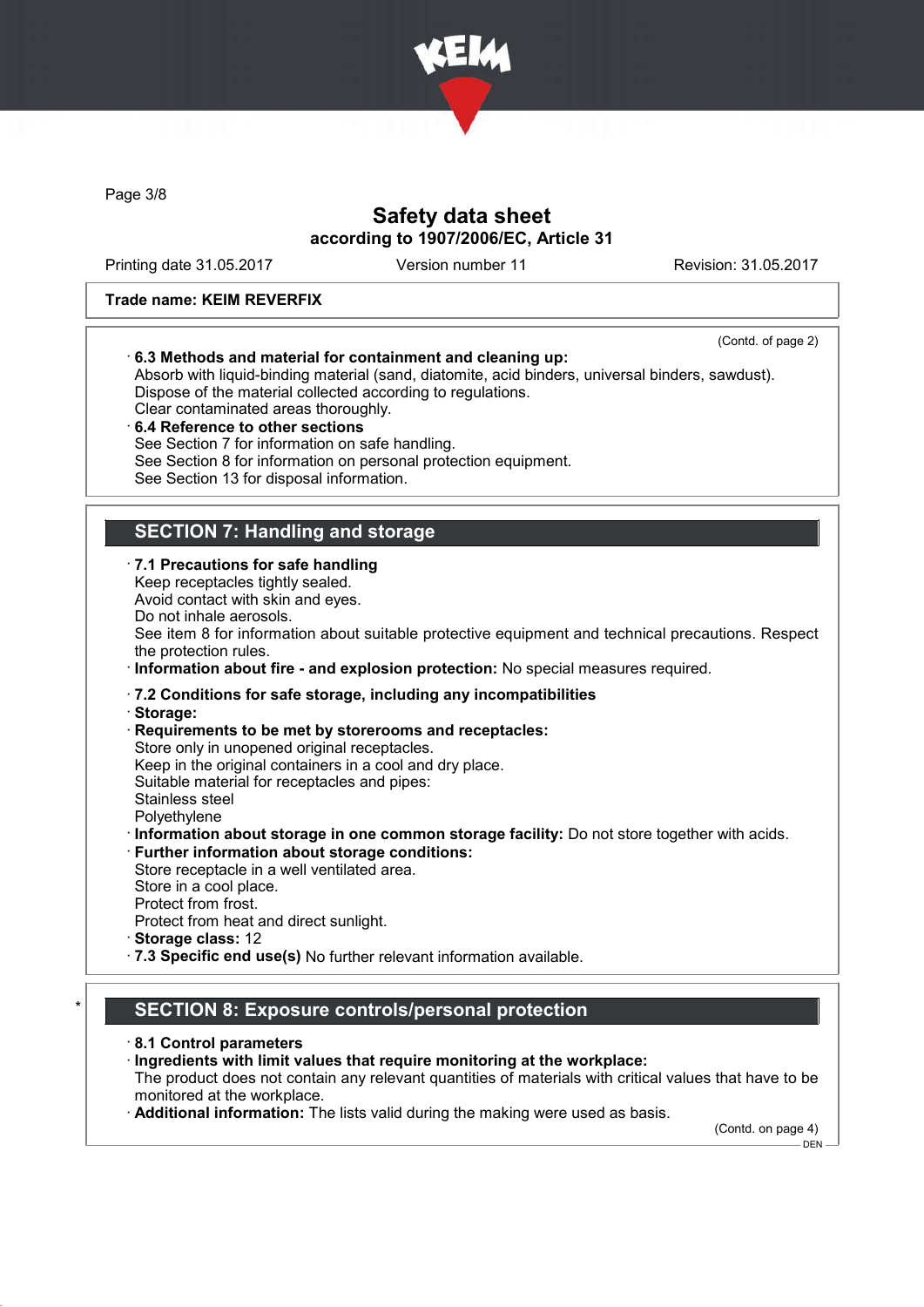Trade name: KEIM REVERFIX

(Contd. of page 2)

· **6.3 Methods and material for containment and cleaning up:**
Absorb with liquid-binding material (sand, diatomite, acid binders, universal binders, sawdust).
Dispose of the material collected according to regulations.
Clear contaminated areas thoroughly.

· **6.4 Reference to other sections**
See Section 7 for information on safe handling.
See Section 8 for information on personal protection equipment.
See Section 13 for disposal information.

## SECTION 7: Handling and storage

· **7.1 Precautions for safe handling**
Keep receptacles tightly sealed.
Avoid contact with skin and eyes.
Do not inhale aerosols.
See item 8 for information about suitable protective equipment and technical precautions. Respect the protection rules.

· **Information about fire - and explosion protection:** No special measures required.

· **7.2 Conditions for safe storage, including any incompatibilities**

· **Storage:**

· **Requirements to be met by storerooms and receptacles:**
Store only in unopened original receptacles.
Keep in the original containers in a cool and dry place.
Suitable material for receptacles and pipes:
Stainless steel
Polyethylene

· **Information about storage in one common storage facility:** Do not store together with acids.

· **Further information about storage conditions:**
Store receptacle in a well ventilated area.
Store in a cool place.
Protect from frost.
Protect from heat and direct sunlight.

· **Storage class:** 12

· **7.3 Specific end use(s)** No further relevant information available.

## * SECTION 8: Exposure controls/personal protection

· **8.1 Control parameters**

· **Ingredients with limit values that require monitoring at the workplace:**
The product does not contain any relevant quantities of materials with critical values that have to be monitored at the workplace.

· **Additional information:** The lists valid during the making were used as basis.

(Contd. on page 4)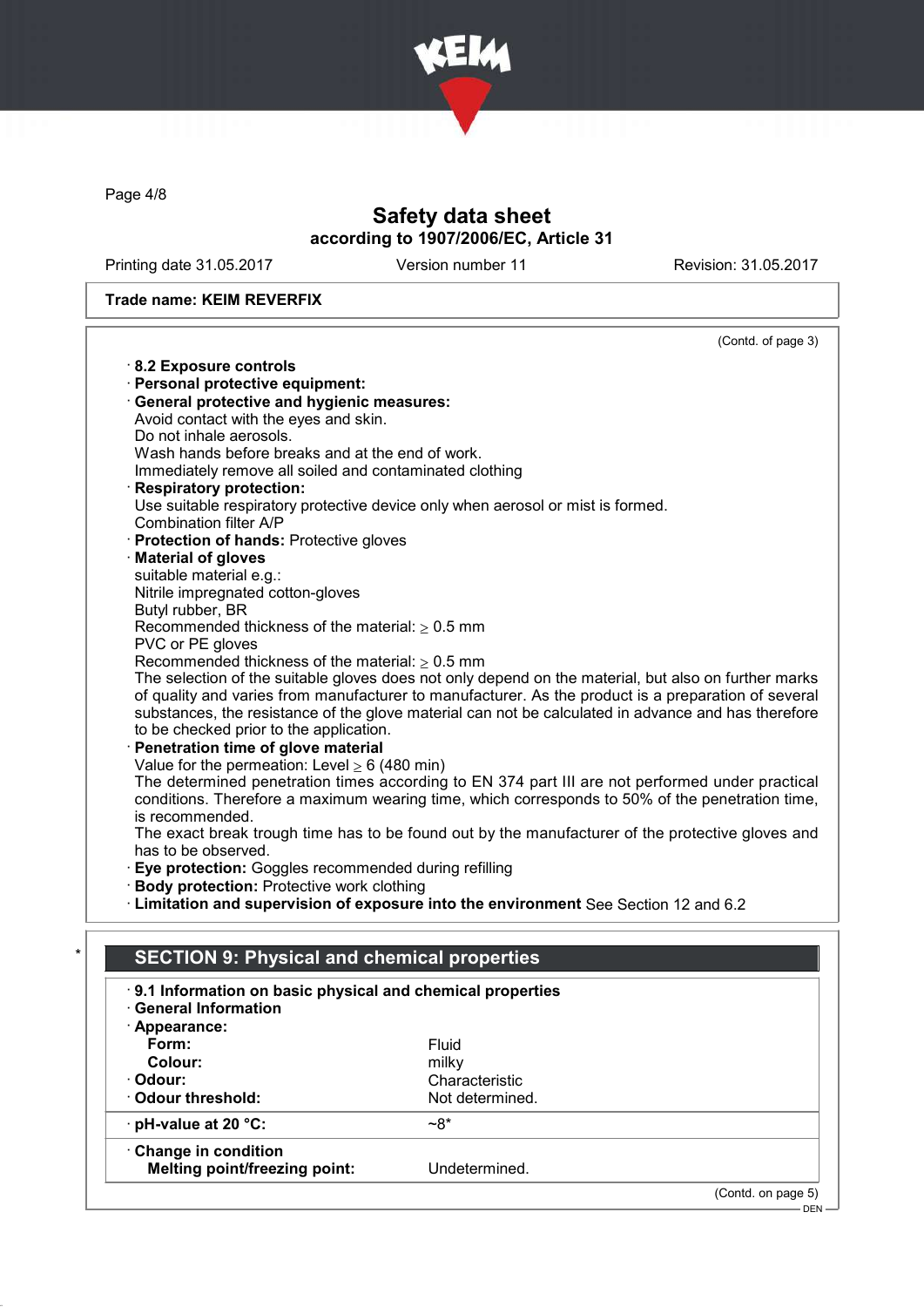Safety data sheet
according to 1907/2006/EC, Article 31

Printing date 31.05.2017 | Version number 11 | Revision: 31.05.2017

**Trade name: KEIM REVERFIX**

(Contd. of page 3)

· **8.2 Exposure controls**
· **Personal protective equipment:**
· **General protective and hygienic measures:**
Avoid contact with the eyes and skin.
Do not inhale aerosols.
Wash hands before breaks and at the end of work.
Immediately remove all soiled and contaminated clothing
· **Respiratory protection:**
Use suitable respiratory protective device only when aerosol or mist is formed.
Combination filter A/P
· **Protection of hands:** Protective gloves
· **Material of gloves**
suitable material e.g.:
Nitrile impregnated cotton-gloves
Butyl rubber, BR
Recommended thickness of the material: ≥ 0.5 mm
PVC or PE gloves
Recommended thickness of the material: ≥ 0.5 mm
The selection of the suitable gloves does not only depend on the material, but also on further marks of quality and varies from manufacturer to manufacturer. As the product is a preparation of several substances, the resistance of the glove material can not be calculated in advance and has therefore to be checked prior to the application.
· **Penetration time of glove material**
Value for the permeation: Level ≥ 6 (480 min)
The determined penetration times according to EN 374 part III are not performed under practical conditions. Therefore a maximum wearing time, which corresponds to 50% of the penetration time, is recommended.
The exact break trough time has to be found out by the manufacturer of the protective gloves and has to be observed.
· **Eye protection:** Goggles recommended during refilling
· **Body protection:** Protective work clothing
· **Limitation and supervision of exposure into the environment** See Section 12 and 6.2

## * SECTION 9: Physical and chemical properties

· **9.1 Information on basic physical and chemical properties**
· **General Information**

| | |
|---|---|
| · **Appearance:** | |
| **Form:** | Fluid |
| **Colour:** | milky |
| · **Odour:** | Characteristic |
| · **Odour threshold:** | Not determined. |
| · **pH-value at 20 °C:** | ~8* |
| · **Change in condition** | |
| **Melting point/freezing point:** | Undetermined. |

(Contd. on page 5)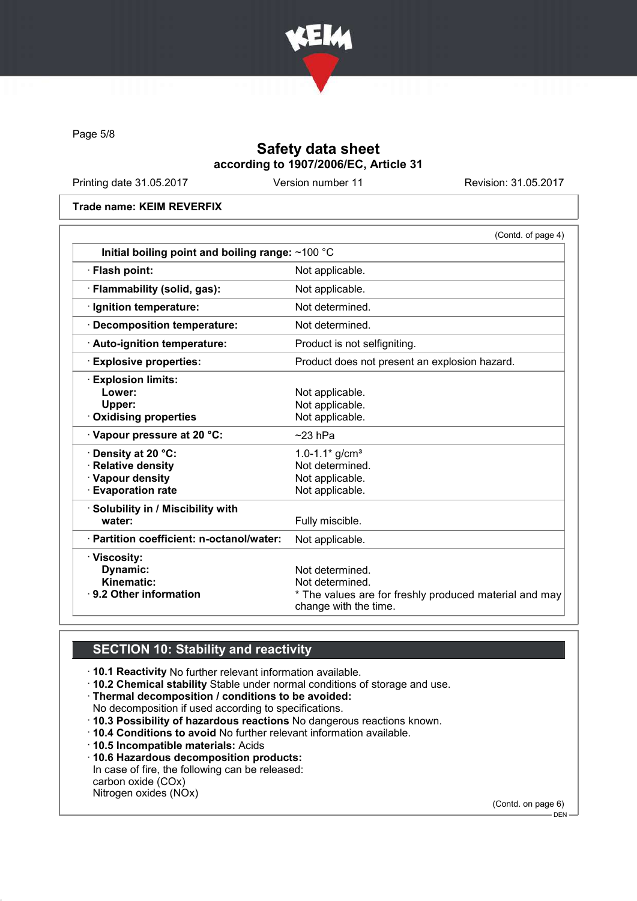(Contd. of page 4)

| Property | Value |
| --- | --- |
| Initial boiling point and boiling range: | ~100 °C |
| · Flash point: | Not applicable. |
| · Flammability (solid, gas): | Not applicable. |
| · Ignition temperature: | Not determined. |
| · Decomposition temperature: | Not determined. |
| · Auto-ignition temperature: | Product is not selfigniting. |
| · Explosive properties: | Product does not present an explosion hazard. |
| · Explosion limits: | |
| Lower: | Not applicable. |
| Upper: | Not applicable. |
| · Oxidising properties | Not applicable. |
| · Vapour pressure at 20 °C: | ~23 hPa |
| · Density at 20 °C: | 1.0-1.1* g/cm³ |
| · Relative density | Not determined. |
| · Vapour density | Not applicable. |
| · Evaporation rate | Not applicable. |
| · Solubility in / Miscibility with water: | Fully miscible. |
| · Partition coefficient: n-octanol/water: | Not applicable. |
| · Viscosity: | |
| Dynamic: | Not determined. |
| Kinematic: | Not determined. |
| · 9.2 Other information | * The values are for freshly produced material and may change with the time. |

## SECTION 10: Stability and reactivity

- **10.1 Reactivity** No further relevant information available.
- **10.2 Chemical stability** Stable under normal conditions of storage and use.
- **Thermal decomposition / conditions to be avoided:**
  No decomposition if used according to specifications.
- **10.3 Possibility of hazardous reactions** No dangerous reactions known.
- **10.4 Conditions to avoid** No further relevant information available.
- **10.5 Incompatible materials:** Acids
- **10.6 Hazardous decomposition products:**
  In case of fire, the following can be released:
  carbon oxide (COx)
  Nitrogen oxides (NOx)

(Contd. on page 6)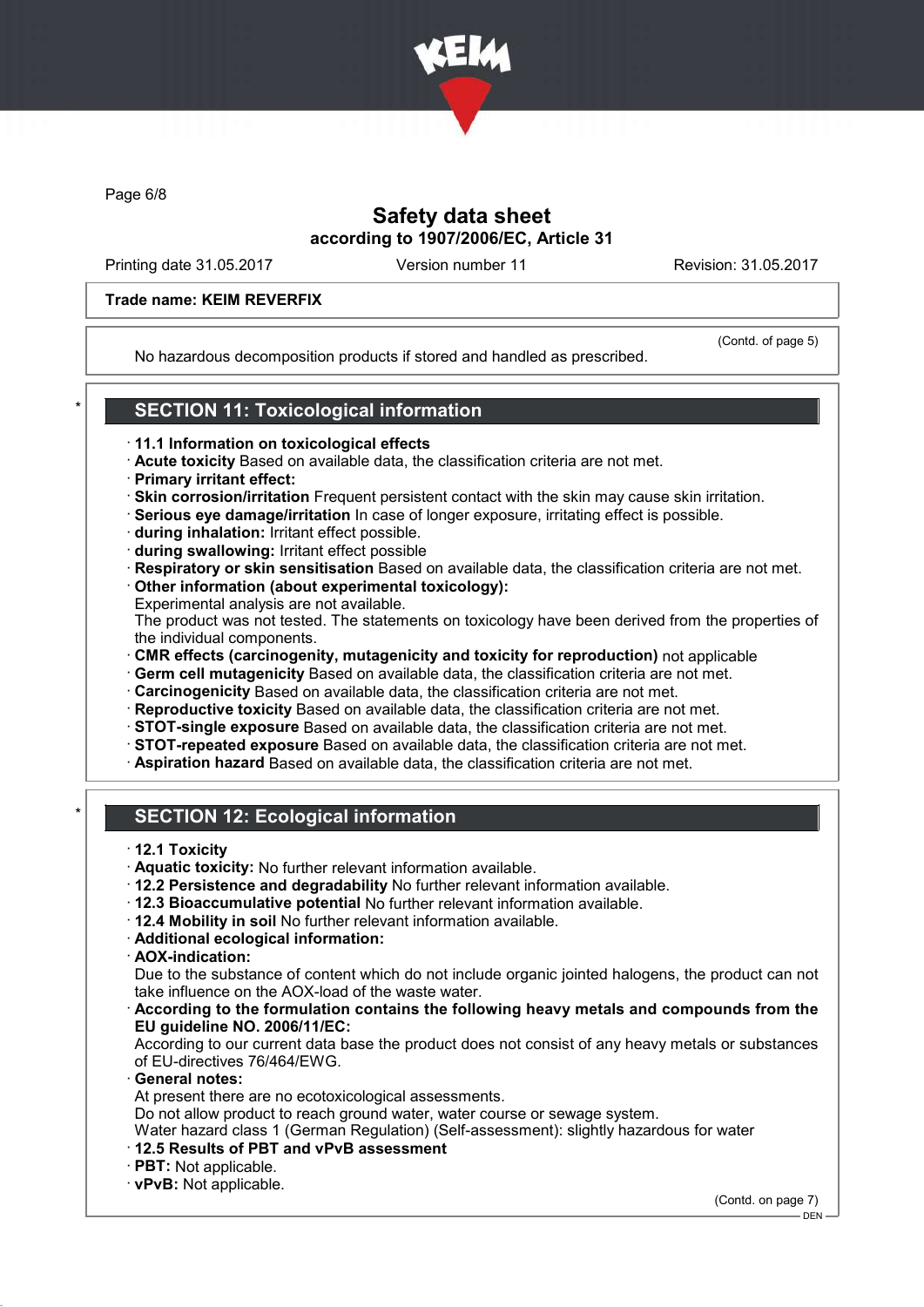Trade name: KEIM REVERFIX

(Contd. of page 5)

No hazardous decomposition products if stored and handled as prescribed.

## SECTION 11: Toxicological information

· **11.1 Information on toxicological effects**
· **Acute toxicity** Based on available data, the classification criteria are not met.
· **Primary irritant effect:**
· **Skin corrosion/irritation** Frequent persistent contact with the skin may cause skin irritation.
· **Serious eye damage/irritation** In case of longer exposure, irritating effect is possible.
· **during inhalation:** Irritant effect possible.
· **during swallowing:** Irritant effect possible
· **Respiratory or skin sensitisation** Based on available data, the classification criteria are not met.
· **Other information (about experimental toxicology):**
Experimental analysis are not available.
The product was not tested. The statements on toxicology have been derived from the properties of the individual components.
· **CMR effects (carcinogenity, mutagenicity and toxicity for reproduction)** not applicable
· **Germ cell mutagenicity** Based on available data, the classification criteria are not met.
· **Carcinogenicity** Based on available data, the classification criteria are not met.
· **Reproductive toxicity** Based on available data, the classification criteria are not met.
· **STOT-single exposure** Based on available data, the classification criteria are not met.
· **STOT-repeated exposure** Based on available data, the classification criteria are not met.
· **Aspiration hazard** Based on available data, the classification criteria are not met.

## SECTION 12: Ecological information

· **12.1 Toxicity**
· **Aquatic toxicity:** No further relevant information available.
· **12.2 Persistence and degradability** No further relevant information available.
· **12.3 Bioaccumulative potential** No further relevant information available.
· **12.4 Mobility in soil** No further relevant information available.
· **Additional ecological information:**
· **AOX-indication:**
Due to the substance of content which do not include organic jointed halogens, the product can not take influence on the AOX-load of the waste water.
· **According to the formulation contains the following heavy metals and compounds from the EU guideline NO. 2006/11/EC:**
According to our current data base the product does not consist of any heavy metals or substances of EU-directives 76/464/EWG.
· **General notes:**
At present there are no ecotoxicological assessments.
Do not allow product to reach ground water, water course or sewage system.
Water hazard class 1 (German Regulation) (Self-assessment): slightly hazardous for water
· **12.5 Results of PBT and vPvB assessment**
· **PBT:** Not applicable.
· **vPvB:** Not applicable.

(Contd. on page 7)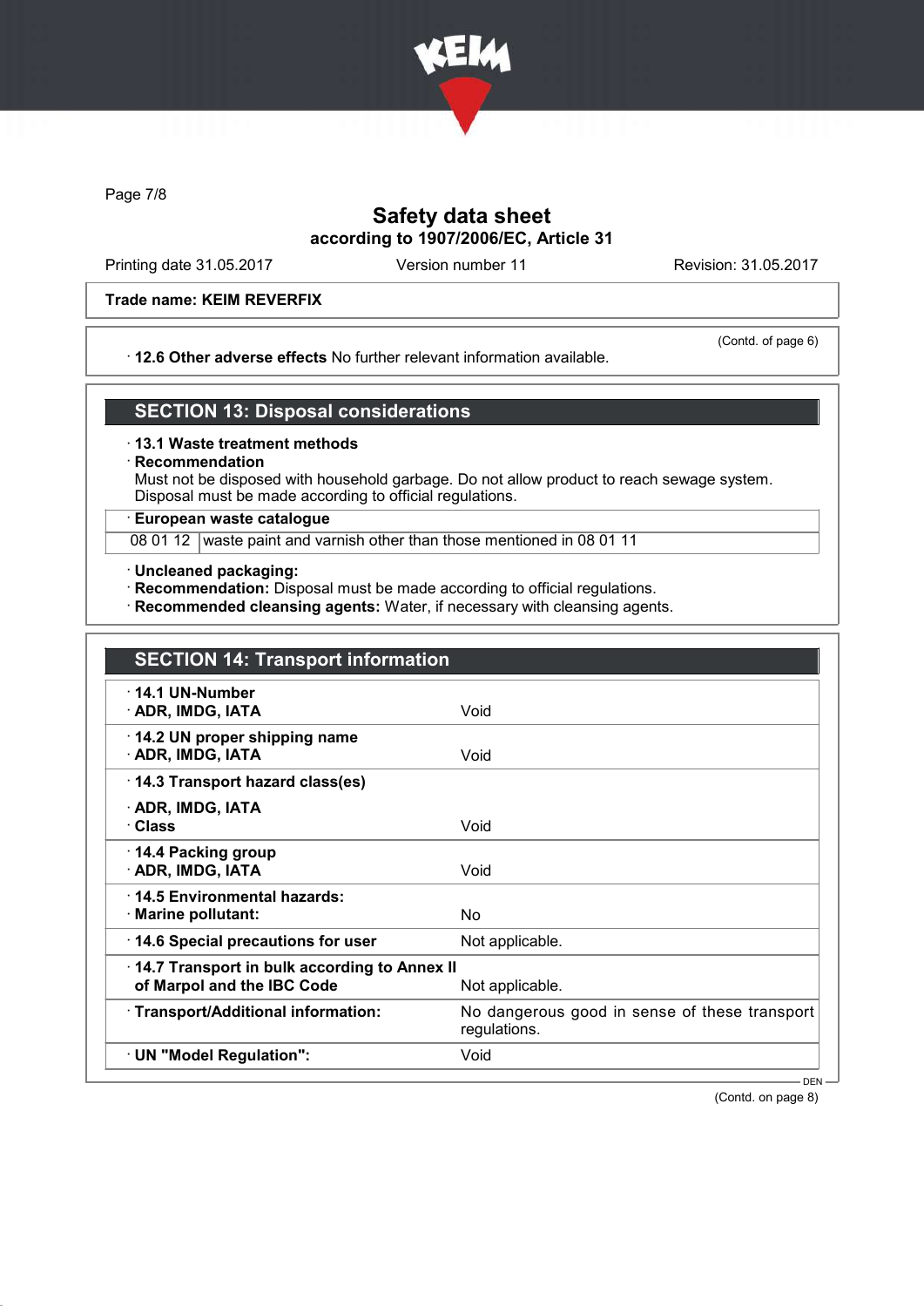Trade name: KEIM REVERFIX

(Contd. of page 6)

· **12.6 Other adverse effects** No further relevant information available.

## SECTION 13: Disposal considerations

· **13.1 Waste treatment methods**

· **Recommendation**

Must not be disposed with household garbage. Do not allow product to reach sewage system.
Disposal must be made according to official regulations.

· **European waste catalogue**

| 08 01 12 | waste paint and varnish other than those mentioned in 08 01 11 |
|---|---|

· **Uncleaned packaging:**

· **Recommendation:** Disposal must be made according to official regulations.

· **Recommended cleansing agents:** Water, if necessary with cleansing agents.

## SECTION 14: Transport information

| | |
|---|---|
| · **14.1 UN-Number**<br>· **ADR, IMDG, IATA** | Void |
| · **14.2 UN proper shipping name**<br>· **ADR, IMDG, IATA** | Void |
| · **14.3 Transport hazard class(es)**<br>· **ADR, IMDG, IATA**<br>· **Class** | Void |
| · **14.4 Packing group**<br>· **ADR, IMDG, IATA** | Void |
| · **14.5 Environmental hazards:**<br>· **Marine pollutant:** | No |
| · **14.6 Special precautions for user** | Not applicable. |
| · **14.7 Transport in bulk according to Annex II of Marpol and the IBC Code** | Not applicable. |
| · **Transport/Additional information:** | No dangerous good in sense of these transport regulations. |
| · **UN "Model Regulation":** | Void |

(Contd. on page 8)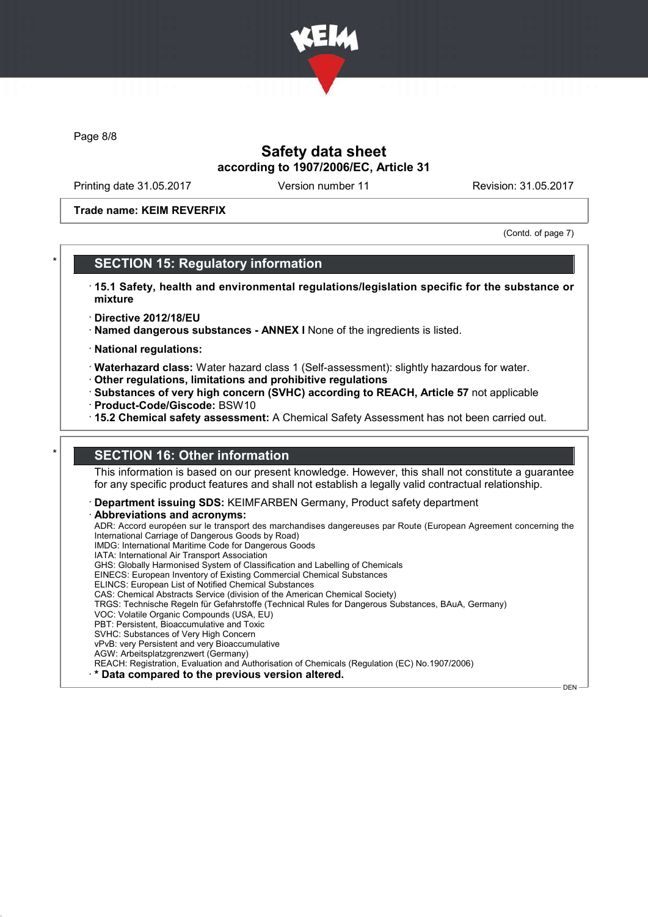**Safety data sheet**
**according to 1907/2006/EC, Article 31**

Printing date 31.05.2017 Version number 11 Revision: 31.05.2017

**Trade name: KEIM REVERFIX**

(Contd. of page 7)

## * SECTION 15: Regulatory information

· **15.1 Safety, health and environmental regulations/legislation specific for the substance or mixture**

· **Directive 2012/18/EU**
· **Named dangerous substances - ANNEX I** None of the ingredients is listed.

· **National regulations:**

· **Waterhazard class:** Water hazard class 1 (Self-assessment): slightly hazardous for water.
· **Other regulations, limitations and prohibitive regulations**
· **Substances of very high concern (SVHC) according to REACH, Article 57** not applicable
· **Product-Code/Giscode:** BSW10
· **15.2 Chemical safety assessment:** A Chemical Safety Assessment has not been carried out.

## * SECTION 16: Other information

This information is based on our present knowledge. However, this shall not constitute a guarantee for any specific product features and shall not establish a legally valid contractual relationship.

· **Department issuing SDS:** KEIMFARBEN Germany, Product safety department
· **Abbreviations and acronyms:**
ADR: Accord européen sur le transport des marchandises dangereuses par Route (European Agreement concerning the International Carriage of Dangerous Goods by Road)
IMDG: International Maritime Code for Dangerous Goods
IATA: International Air Transport Association
GHS: Globally Harmonised System of Classification and Labelling of Chemicals
EINECS: European Inventory of Existing Commercial Chemical Substances
ELINCS: European List of Notified Chemical Substances
CAS: Chemical Abstracts Service (division of the American Chemical Society)
TRGS: Technische Regeln für Gefahrstoffe (Technical Rules for Dangerous Substances, BAuA, Germany)
VOC: Volatile Organic Compounds (USA, EU)
PBT: Persistent, Bioaccumulative and Toxic
SVHC: Substances of Very High Concern
vPvB: very Persistent and very Bioaccumulative
AGW: Arbeitsplatzgrenzwert (Germany)
REACH: Registration, Evaluation and Authorisation of Chemicals (Regulation (EC) No.1907/2006)
· **\* Data compared to the previous version altered.**

DEN